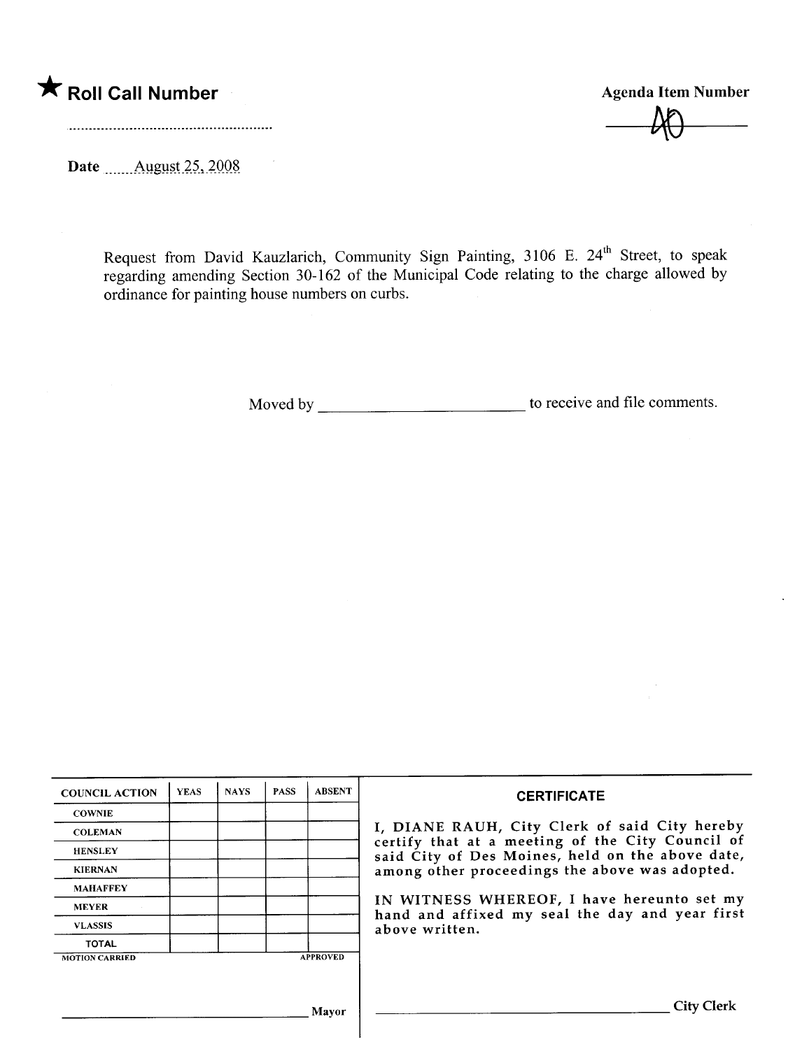★ **Roll Call Number**

..........................................................

**Agenda Item Number**

40

Date ......August 25, 2008

Request from David Kauzlarich, Community Sign Painting, 3106 E. 24th Street, to speak regarding amending Section 30-162 of the Municipal Code relating to the charge allowed by ordinance for painting house numbers on curbs.

Moved by ________________________ to receive and file comments.

| COUNCIL ACTION | YEAS | NAYS | PASS | ABSENT |
|---|---|---|---|---|
| COWNIE | | | | |
| COLEMAN | | | | |
| HENSLEY | | | | |
| KIERNAN | | | | |
| MAHAFFEY | | | | |
| MEYER | | | | |
| VLASSIS | | | | |
| TOTAL | | | | |

MOTION CARRIED APPROVED

________________________________ Mayor

**CERTIFICATE**

I, DIANE RAUH, City Clerk of said City hereby certify that at a meeting of the City Council of said City of Des Moines, held on the above date, among other proceedings the above was adopted.

IN WITNESS WHEREOF, I have hereunto set my hand and affixed my seal the day and year first above written.

________________________________ City Clerk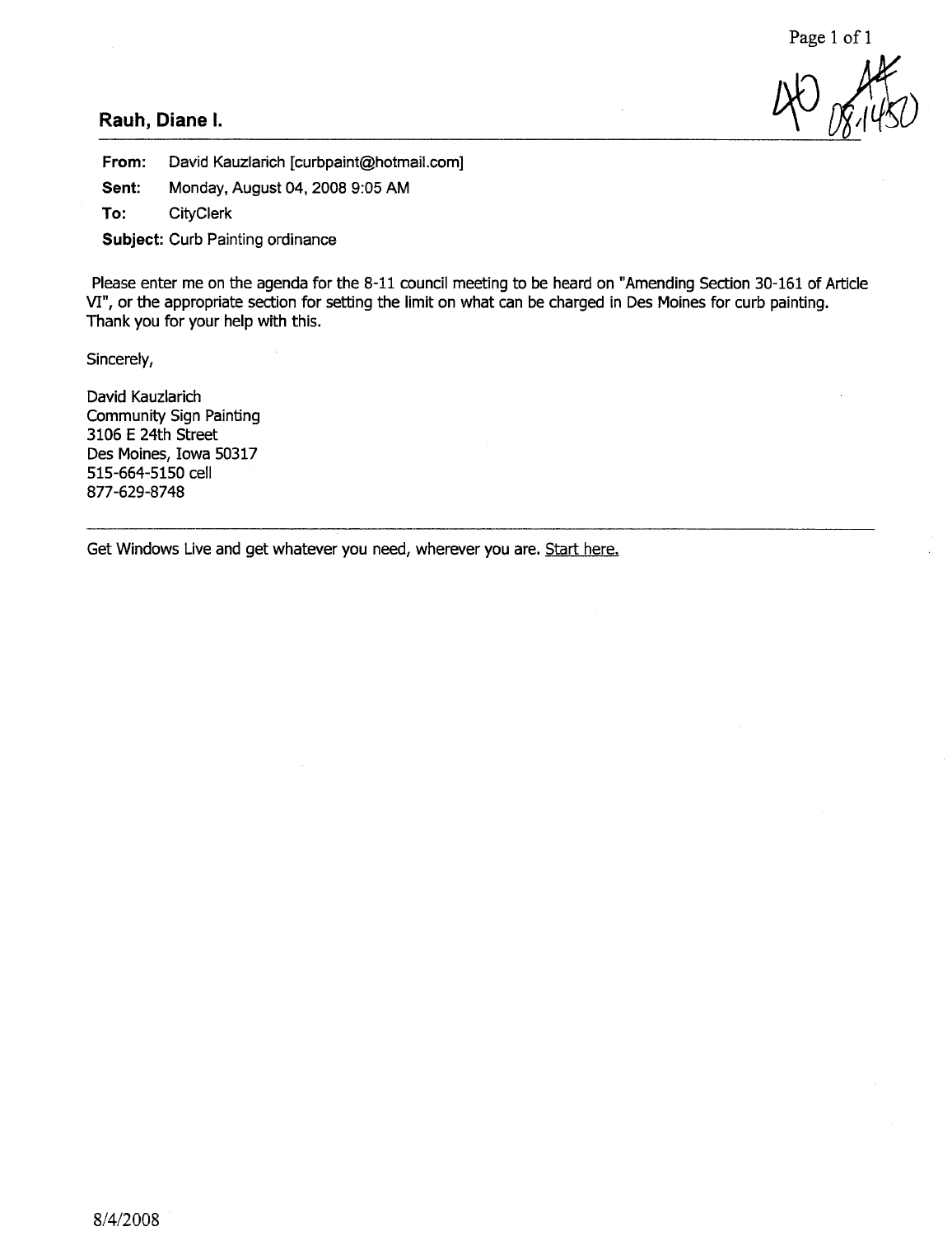**Rauh, Diane I.**

---

**From:** David Kauzlarich [curbpaint@hotmail.com]

**Sent:** Monday, August 04, 2008 9:05 AM

**To:** CityClerk

**Subject:** Curb Painting ordinance

Please enter me on the agenda for the 8-11 council meeting to be heard on "Amending Section 30-161 of Article VI", or the appropriate section for setting the limit on what can be charged in Des Moines for curb painting. Thank you for your help with this.

Sincerely,

David Kauzlarich
Community Sign Painting
3106 E 24th Street
Des Moines, Iowa 50317
515-664-5150 cell
877-629-8748

---

Get Windows Live and get whatever you need, wherever you are. Start here.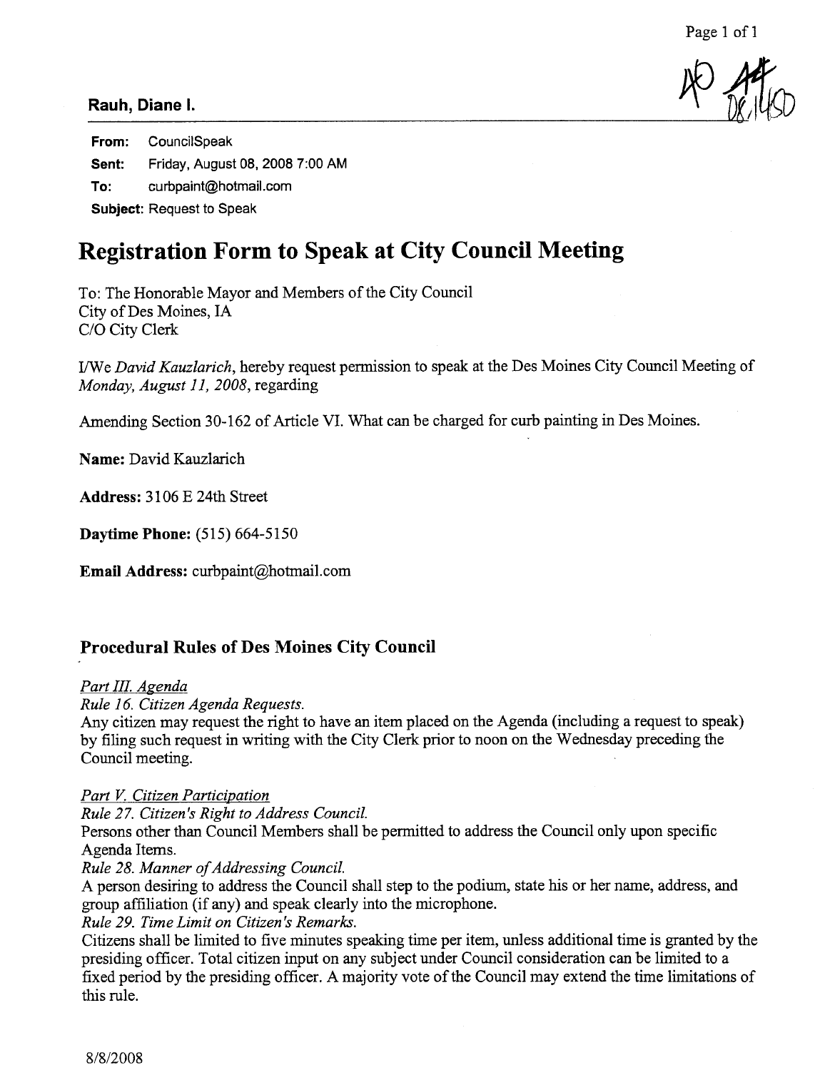**Rauh, Diane I.**

AO 44 08,1450

**From:** CouncilSpeak

**Sent:** Friday, August 08, 2008 7:00 AM

**To:** curbpaint@hotmail.com

**Subject:** Request to Speak

# Registration Form to Speak at City Council Meeting

To: The Honorable Mayor and Members of the City Council
City of Des Moines, IA
C/O City Clerk

I/We *David Kauzlarich*, hereby request permission to speak at the Des Moines City Council Meeting of *Monday, August 11, 2008*, regarding

Amending Section 30-162 of Article VI. What can be charged for curb painting in Des Moines.

**Name:** David Kauzlarich

**Address:** 3106 E 24th Street

**Daytime Phone:** (515) 664-5150

**Email Address:** curbpaint@hotmail.com

## Procedural Rules of Des Moines City Council

*Part III. Agenda*

*Rule 16. Citizen Agenda Requests.*

Any citizen may request the right to have an item placed on the Agenda (including a request to speak) by filing such request in writing with the City Clerk prior to noon on the Wednesday preceding the Council meeting.

*Part V. Citizen Participation*

*Rule 27. Citizen's Right to Address Council.*

Persons other than Council Members shall be permitted to address the Council only upon specific Agenda Items.

*Rule 28. Manner of Addressing Council.*

A person desiring to address the Council shall step to the podium, state his or her name, address, and group affiliation (if any) and speak clearly into the microphone.

*Rule 29. Time Limit on Citizen's Remarks.*

Citizens shall be limited to five minutes speaking time per item, unless additional time is granted by the presiding officer. Total citizen input on any subject under Council consideration can be limited to a fixed period by the presiding officer. A majority vote of the Council may extend the time limitations of this rule.

8/8/2008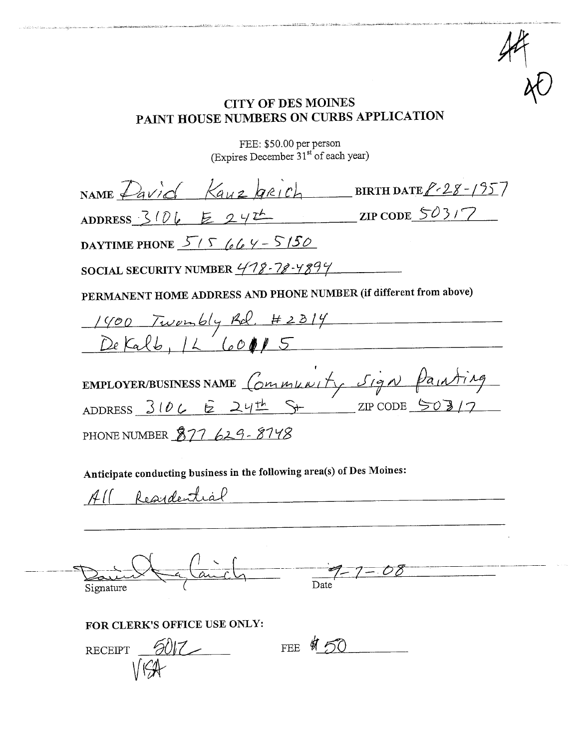44
40

# CITY OF DES MOINES
## PAINT HOUSE NUMBERS ON CURBS APPLICATION

FEE: $50.00 per person
(Expires December 31st of each year)

NAME David Kauzlarich BIRTH DATE 8-28-1957

ADDRESS 3106 E 24th ZIP CODE 50317

DAYTIME PHONE 515 664-5150

SOCIAL SECURITY NUMBER 478-78-4894

PERMANENT HOME ADDRESS AND PHONE NUMBER (if different from above)

1400 Twombly Rd. #2314
DeKalb, IL 60115

EMPLOYER/BUSINESS NAME Community Sign Painting

ADDRESS 3106 E 24th St ZIP CODE 50317

PHONE NUMBER 877 629-8748

**Anticipate conducting business in the following area(s) of Des Moines:**

All Residential

Signature: [signature] Date: 7-7-08

**FOR CLERK'S OFFICE USE ONLY:**

RECEIPT 5017 FEE $50
VISA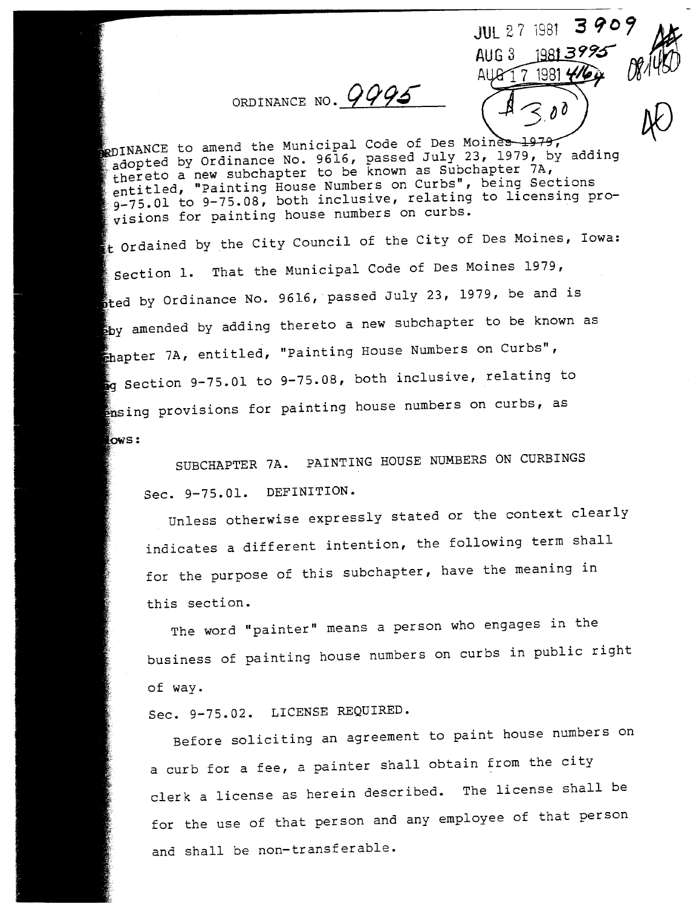JUL 27 1981 3909
AUG 3 1981 3995
AUG 17 1981 4164

ORDINANCE NO. 9995

ORDINANCE to amend the Municipal Code of Des Moines ~~1979~~, adopted by Ordinance No. 9616, passed July 23, 1979, by adding thereto a new subchapter to be known as Subchapter 7A, entitled, "Painting House Numbers on Curbs", being Sections 9-75.01 to 9-75.08, both inclusive, relating to licensing provisions for painting house numbers on curbs.

It Ordained by the City Council of the City of Des Moines, Iowa:

Section 1. That the Municipal Code of Des Moines 1979, adopted by Ordinance No. 9616, passed July 23, 1979, be and is hereby amended by adding thereto a new subchapter to be known as Subchapter 7A, entitled, "Painting House Numbers on Curbs", being Section 9-75.01 to 9-75.08, both inclusive, relating to licensing provisions for painting house numbers on curbs, as follows:

SUBCHAPTER 7A. PAINTING HOUSE NUMBERS ON CURBINGS

Sec. 9-75.01. DEFINITION.

Unless otherwise expressly stated or the context clearly indicates a different intention, the following term shall for the purpose of this subchapter, have the meaning in this section.

The word "painter" means a person who engages in the business of painting house numbers on curbs in public right of way.

Sec. 9-75.02. LICENSE REQUIRED.

Before soliciting an agreement to paint house numbers on a curb for a fee, a painter shall obtain from the city clerk a license as herein described. The license shall be for the use of that person and any employee of that person and shall be non-transferable.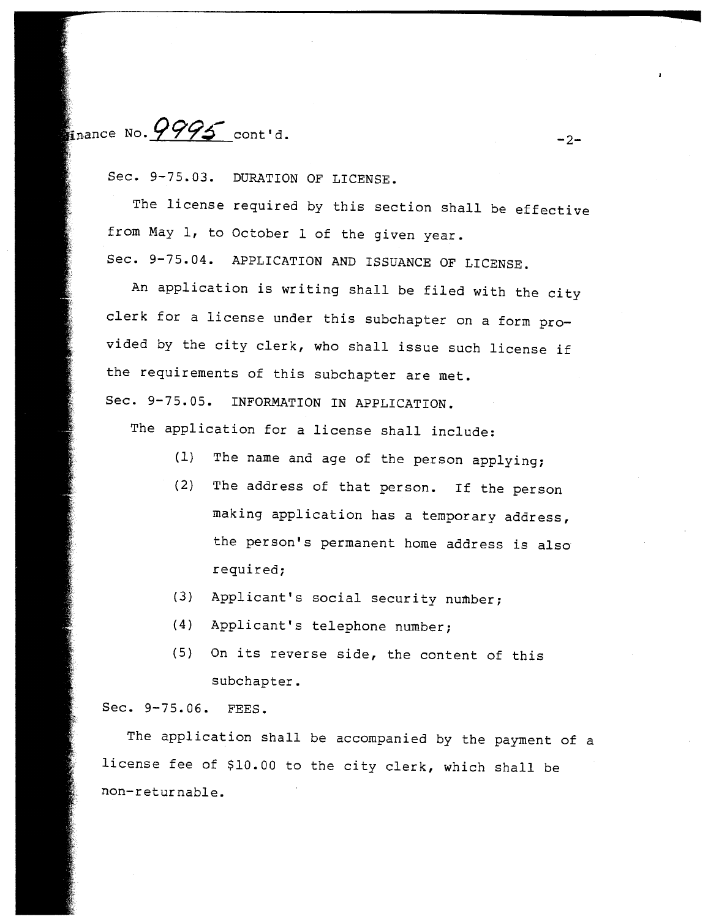inance No. 9995 cont'd.

Sec. 9-75.03. DURATION OF LICENSE.

The license required by this section shall be effective from May 1, to October 1 of the given year.

Sec. 9-75.04. APPLICATION AND ISSUANCE OF LICENSE.

An application is writing shall be filed with the city clerk for a license under this subchapter on a form provided by the city clerk, who shall issue such license if the requirements of this subchapter are met.

Sec. 9-75.05. INFORMATION IN APPLICATION.

The application for a license shall include:

(1) The name and age of the person applying;

(2) The address of that person. If the person making application has a temporary address, the person's permanent home address is also required;

(3) Applicant's social security number;

(4) Applicant's telephone number;

(5) On its reverse side, the content of this subchapter.

Sec. 9-75.06. FEES.

The application shall be accompanied by the payment of a license fee of $10.00 to the city clerk, which shall be non-returnable.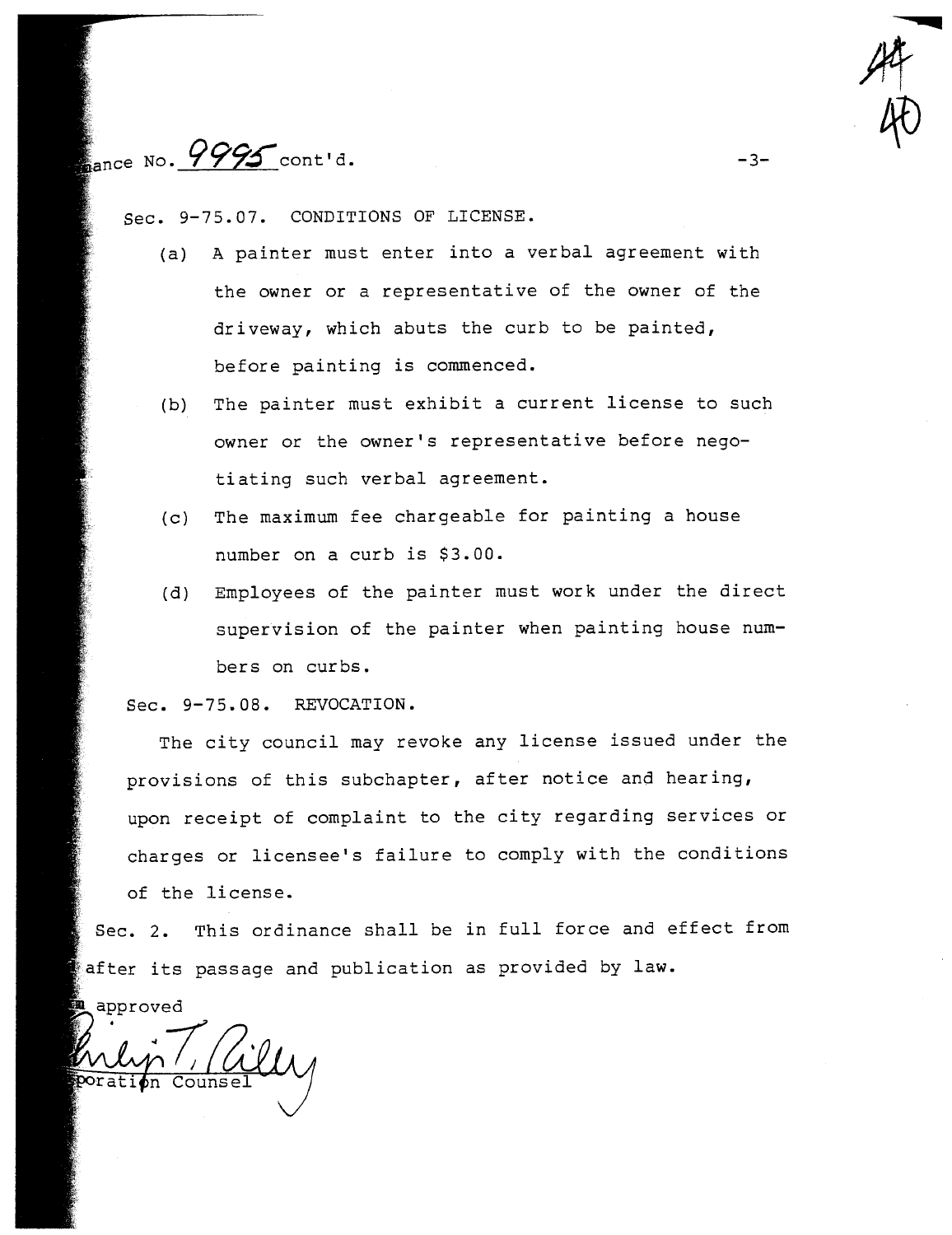ance No. 9995 cont'd.

Sec. 9-75.07. CONDITIONS OF LICENSE.

(a) A painter must enter into a verbal agreement with the owner or a representative of the owner of the driveway, which abuts the curb to be painted, before painting is commenced.

(b) The painter must exhibit a current license to such owner or the owner's representative before negotiating such verbal agreement.

(c) The maximum fee chargeable for painting a house number on a curb is $3.00.

(d) Employees of the painter must work under the direct supervision of the painter when painting house numbers on curbs.

Sec. 9-75.08. REVOCATION.

The city council may revoke any license issued under the provisions of this subchapter, after notice and hearing, upon receipt of complaint to the city regarding services or charges or licensee's failure to comply with the conditions of the license.

Sec. 2. This ordinance shall be in full force and effect from after its passage and publication as provided by law.

approved

poration Counsel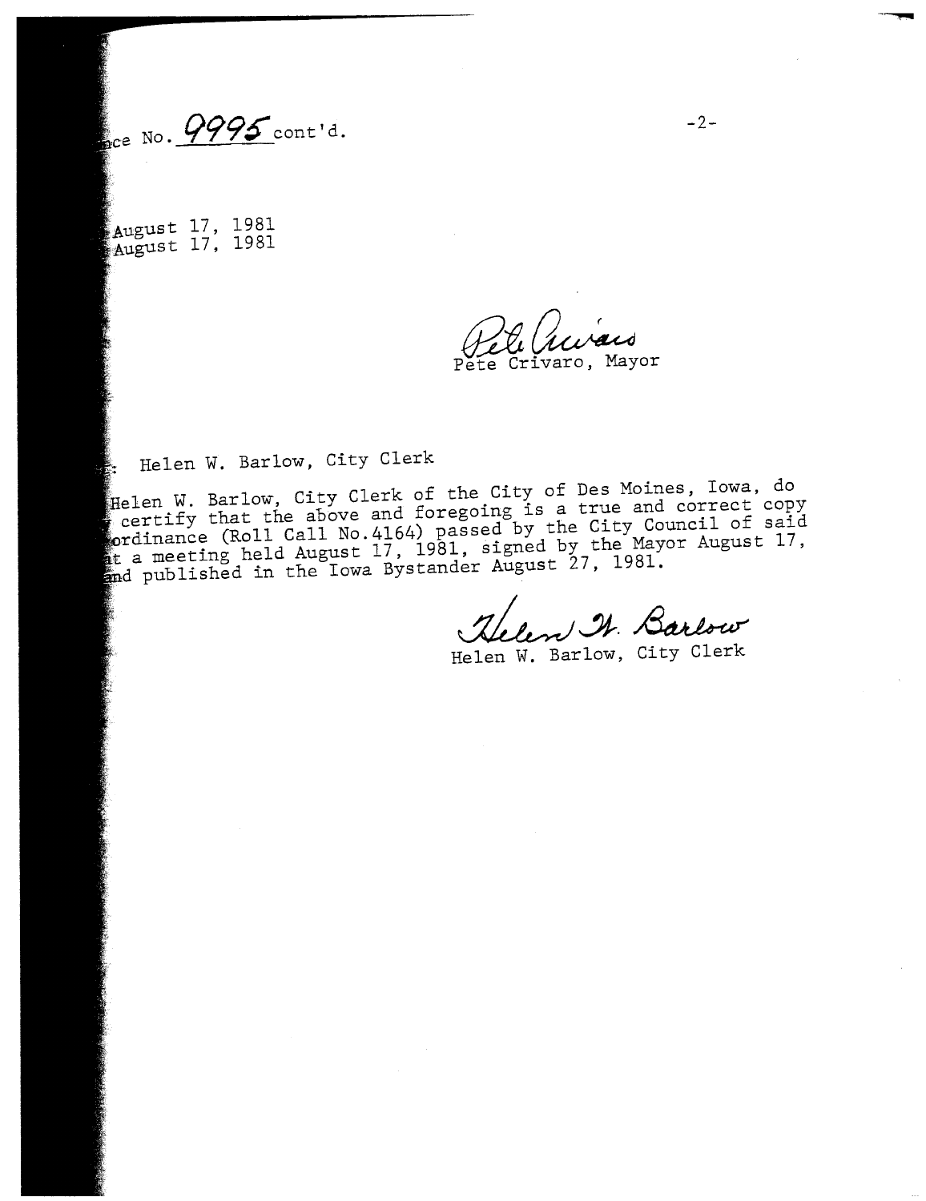ce No. 9995 cont'd.

August 17, 1981
August 17, 1981

Pete Crivaro, Mayor

: Helen W. Barlow, City Clerk

Helen W. Barlow, City Clerk of the City of Des Moines, Iowa, do certify that the above and foregoing is a true and correct copy ordinance (Roll Call No.4164) passed by the City Council of said at a meeting held August 17, 1981, signed by the Mayor August 17, and published in the Iowa Bystander August 27, 1981.

Helen W. Barlow, City Clerk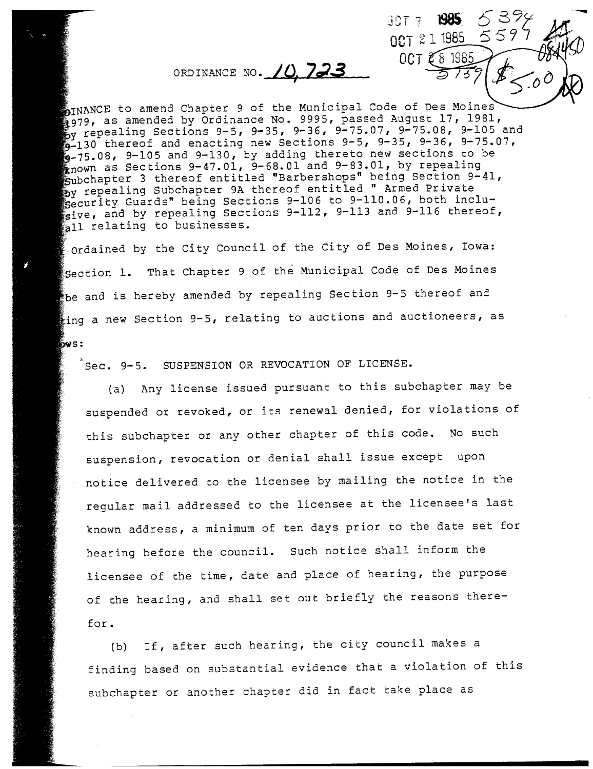OCT 7 1985 5394
OCT 21 1985 5597
OCT 28 1985 5739

$5.00

# ORDINANCE NO. 10,723

AN ORDINANCE to amend Chapter 9 of the Municipal Code of Des Moines 1979, as amended by Ordinance No. 9995, passed August 17, 1981, by repealing Sections 9-5, 9-35, 9-36, 9-75.07, 9-75.08, 9-105 and 9-130 thereof and enacting new Sections 9-5, 9-35, 9-36, 9-75.07, 9-75.08, 9-105 and 9-130, by adding thereto new sections to be known as Sections 9-47.01, 9-68.01 and 9-83.01, by repealing Subchapter 3 thereof entitled "Barbershops" being Section 9-41, by repealing Subchapter 9A thereof entitled " Armed Private Security Guards" being Sections 9-106 to 9-110.06, both inclusive, and by repealing Sections 9-112, 9-113 and 9-116 thereof, all relating to businesses.

Be It Ordained by the City Council of the City of Des Moines, Iowa:

Section 1. That Chapter 9 of the Municipal Code of Des Moines be and is hereby amended by repealing Section 9-5 thereof and enacting a new Section 9-5, relating to auctions and auctioneers, as follows:

"Sec. 9-5. SUSPENSION OR REVOCATION OF LICENSE.

(a) Any license issued pursuant to this subchapter may be suspended or revoked, or its renewal denied, for violations of this subchapter or any other chapter of this code. No such suspension, revocation or denial shall issue except upon notice delivered to the licensee by mailing the notice in the regular mail addressed to the licensee at the licensee's last known address, a minimum of ten days prior to the date set for hearing before the council. Such notice shall inform the licensee of the time, date and place of hearing, the purpose of the hearing, and shall set out briefly the reasons therefor.

(b) If, after such hearing, the city council makes a finding based on substantial evidence that a violation of this subchapter or another chapter did in fact take place as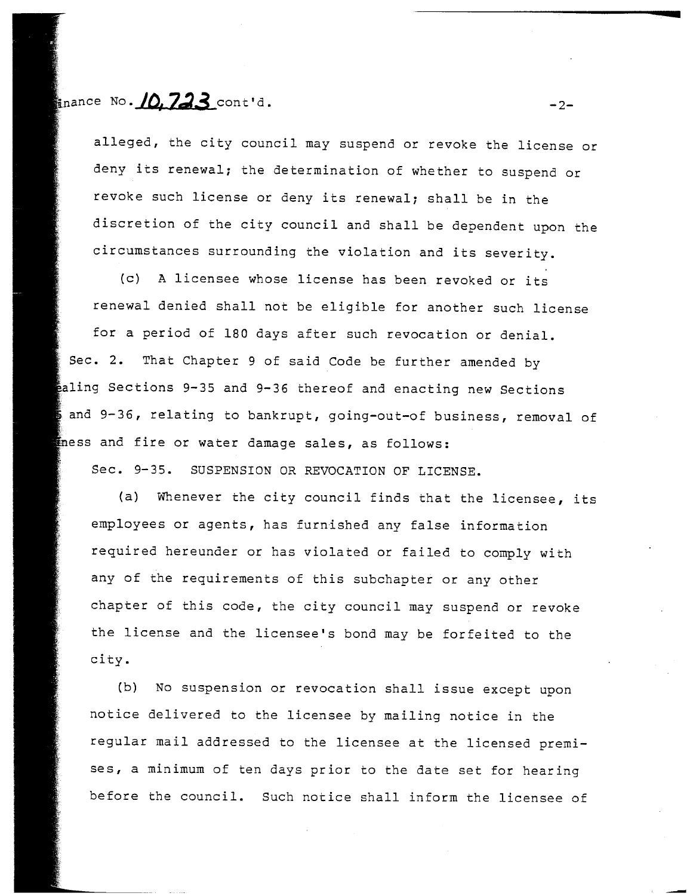inance No. 10,723 cont'd.

alleged, the city council may suspend or revoke the license or deny its renewal; the determination of whether to suspend or revoke such license or deny its renewal; shall be in the discretion of the city council and shall be dependent upon the circumstances surrounding the violation and its severity.

(c) A licensee whose license has been revoked or its renewal denied shall not be eligible for another such license for a period of 180 days after such revocation or denial.

Sec. 2. That Chapter 9 of said Code be further amended by ealing Sections 9-35 and 9-36 thereof and enacting new Sections and 9-36, relating to bankrupt, going-out-of business, removal of ness and fire or water damage sales, as follows:

Sec. 9-35. SUSPENSION OR REVOCATION OF LICENSE.

(a) Whenever the city council finds that the licensee, its employees or agents, has furnished any false information required hereunder or has violated or failed to comply with any of the requirements of this subchapter or any other chapter of this code, the city council may suspend or revoke the license and the licensee's bond may be forfeited to the city.

(b) No suspension or revocation shall issue except upon notice delivered to the licensee by mailing notice in the regular mail addressed to the licensee at the licensed premises, a minimum of ten days prior to the date set for hearing before the council. Such notice shall inform the licensee of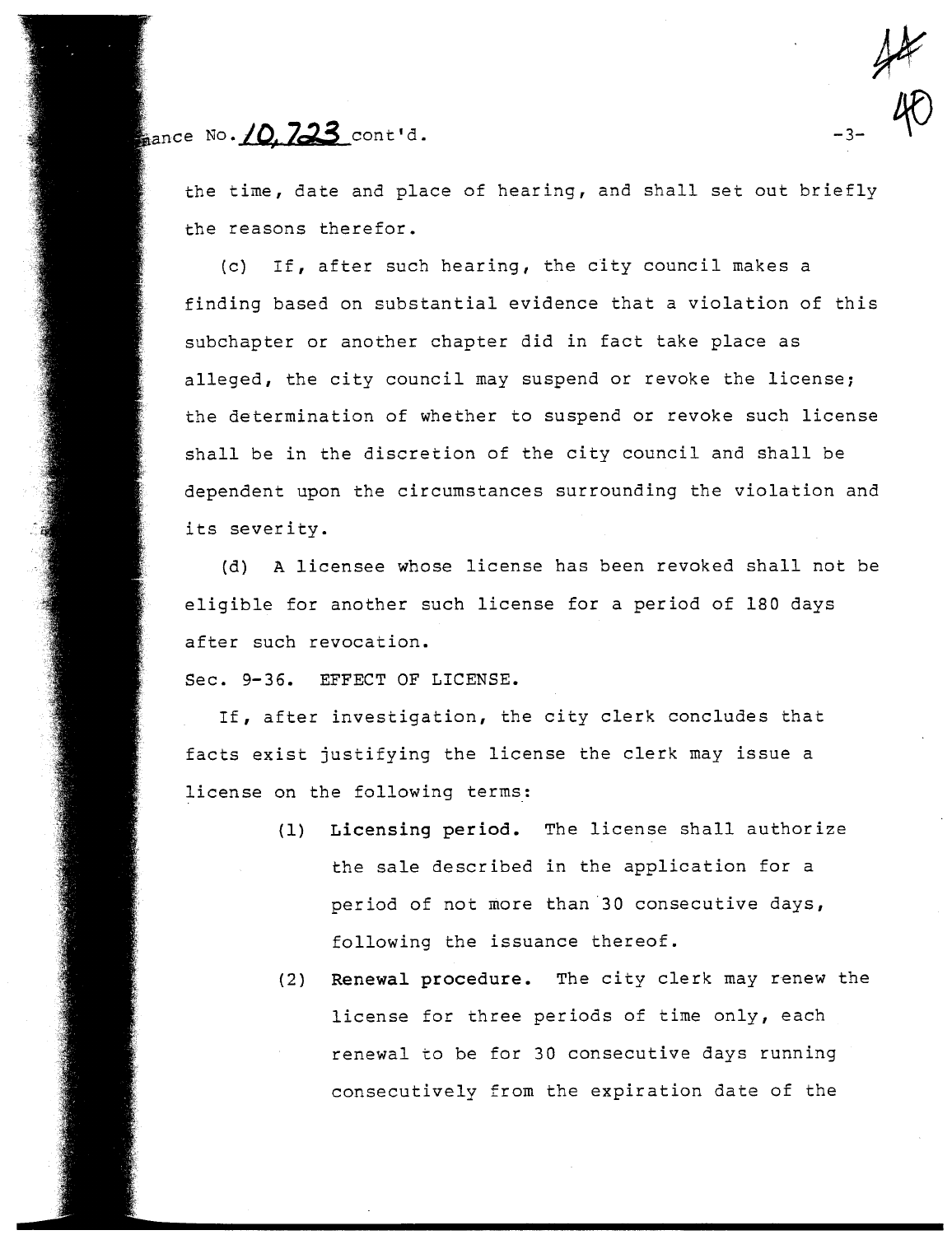the time, date and place of hearing, and shall set out briefly the reasons therefor.

(c) If, after such hearing, the city council makes a finding based on substantial evidence that a violation of this subchapter or another chapter did in fact take place as alleged, the city council may suspend or revoke the license; the determination of whether to suspend or revoke such license shall be in the discretion of the city council and shall be dependent upon the circumstances surrounding the violation and its severity.

(d) A licensee whose license has been revoked shall not be eligible for another such license for a period of 180 days after such revocation.

Sec. 9-36. EFFECT OF LICENSE.

If, after investigation, the city clerk concludes that facts exist justifying the license the clerk may issue a license on the following terms:

(1) **Licensing period.** The license shall authorize the sale described in the application for a period of not more than 30 consecutive days, following the issuance thereof.

(2) **Renewal procedure.** The city clerk may renew the license for three periods of time only, each renewal to be for 30 consecutive days running consecutively from the expiration date of the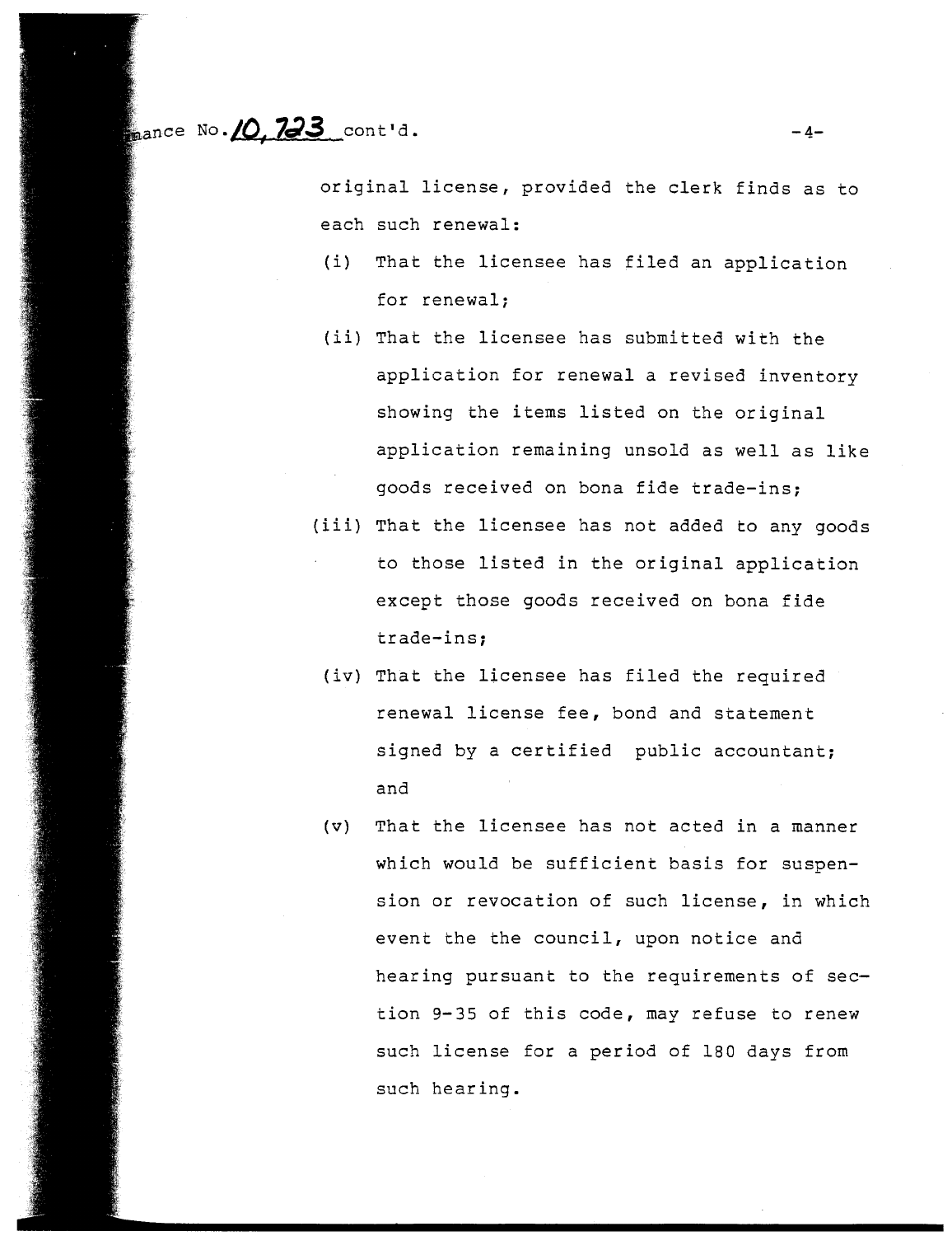original license, provided the clerk finds as to each such renewal:

(i) That the licensee has filed an application for renewal;

(ii) That the licensee has submitted with the application for renewal a revised inventory showing the items listed on the original application remaining unsold as well as like goods received on bona fide trade-ins;

(iii) That the licensee has not added to any goods to those listed in the original application except those goods received on bona fide trade-ins;

(iv) That the licensee has filed the required renewal license fee, bond and statement signed by a certified public accountant; and

(v) That the licensee has not acted in a manner which would be sufficient basis for suspension or revocation of such license, in which event the the council, upon notice and hearing pursuant to the requirements of section 9-35 of this code, may refuse to renew such license for a period of 180 days from such hearing.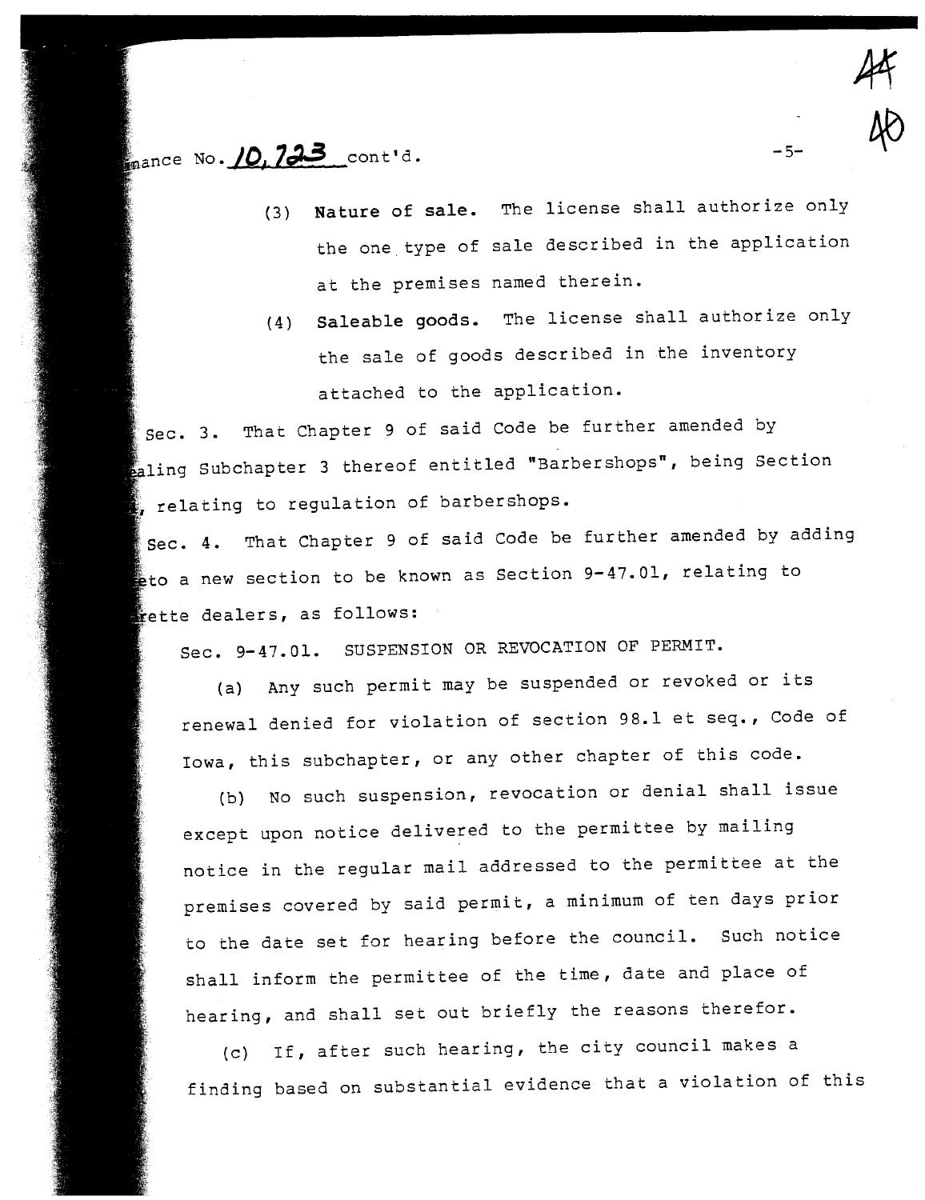ance No. 10,723 cont'd.

(3) **Nature of sale.** The license shall authorize only the one type of sale described in the application at the premises named therein.

(4) **Saleable goods.** The license shall authorize only the sale of goods described in the inventory attached to the application.

Sec. 3. That Chapter 9 of said Code be further amended by aling Subchapter 3 thereof entitled "Barbershops", being Section , relating to regulation of barbershops.

Sec. 4. That Chapter 9 of said Code be further amended by adding to a new section to be known as Section 9-47.01, relating to rette dealers, as follows:

Sec. 9-47.01. SUSPENSION OR REVOCATION OF PERMIT.

(a) Any such permit may be suspended or revoked or its renewal denied for violation of section 98.1 et seq., Code of Iowa, this subchapter, or any other chapter of this code.

(b) No such suspension, revocation or denial shall issue except upon notice delivered to the permittee by mailing notice in the regular mail addressed to the permittee at the premises covered by said permit, a minimum of ten days prior to the date set for hearing before the council. Such notice shall inform the permittee of the time, date and place of hearing, and shall set out briefly the reasons therefor.

(c) If, after such hearing, the city council makes a finding based on substantial evidence that a violation of this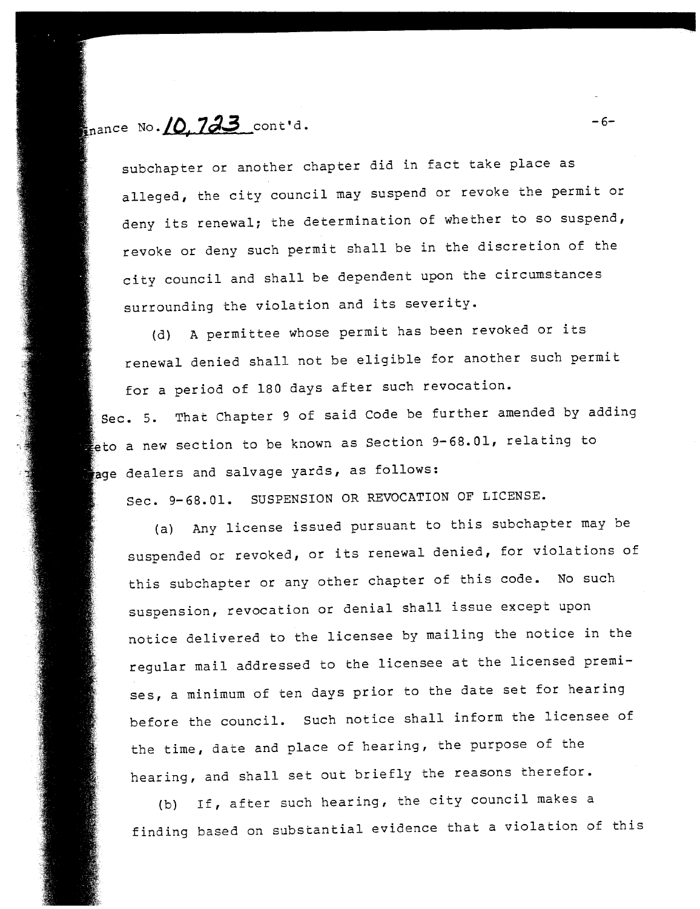subchapter or another chapter did in fact take place as alleged, the city council may suspend or revoke the permit or deny its renewal; the determination of whether to so suspend, revoke or deny such permit shall be in the discretion of the city council and shall be dependent upon the circumstances surrounding the violation and its severity.

(d) A permittee whose permit has been revoked or its renewal denied shall not be eligible for another such permit for a period of 180 days after such revocation.

Sec. 5. That Chapter 9 of said Code be further amended by adding eto a new section to be known as Section 9-68.01, relating to age dealers and salvage yards, as follows:

Sec. 9-68.01. SUSPENSION OR REVOCATION OF LICENSE.

(a) Any license issued pursuant to this subchapter may be suspended or revoked, or its renewal denied, for violations of this subchapter or any other chapter of this code. No such suspension, revocation or denial shall issue except upon notice delivered to the licensee by mailing the notice in the regular mail addressed to the licensee at the licensed premises, a minimum of ten days prior to the date set for hearing before the council. Such notice shall inform the licensee of the time, date and place of hearing, the purpose of the hearing, and shall set out briefly the reasons therefor.

(b) If, after such hearing, the city council makes a finding based on substantial evidence that a violation of this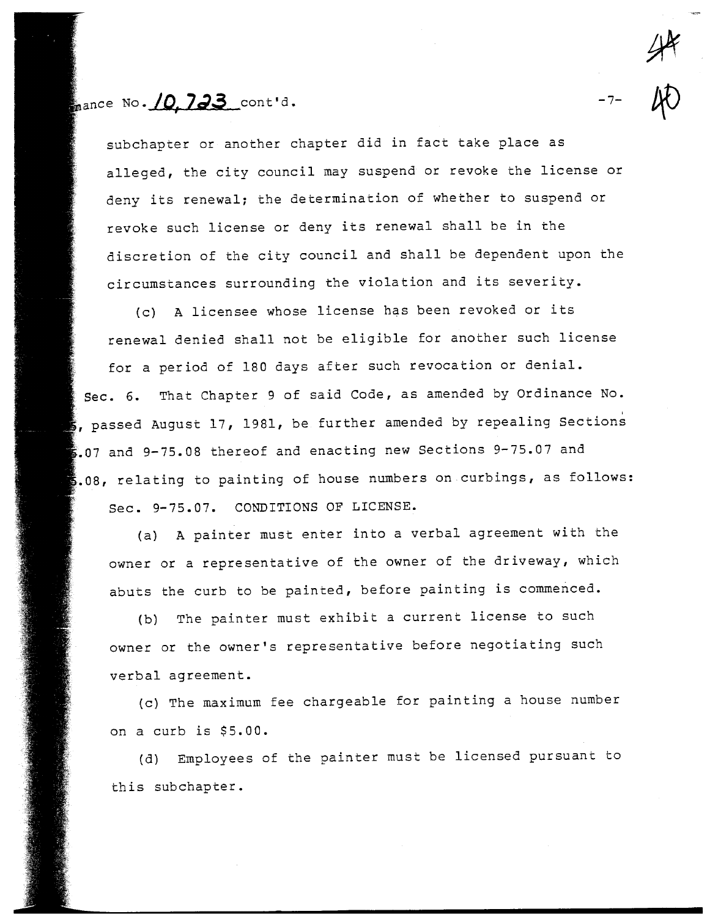subchapter or another chapter did in fact take place as alleged, the city council may suspend or revoke the license or deny its renewal; the determination of whether to suspend or revoke such license or deny its renewal shall be in the discretion of the city council and shall be dependent upon the circumstances surrounding the violation and its severity.

(c) A licensee whose license has been revoked or its renewal denied shall not be eligible for another such license for a period of 180 days after such revocation or denial.

Sec. 6. That Chapter 9 of said Code, as amended by Ordinance No. 5, passed August 17, 1981, be further amended by repealing Sections 5.07 and 9-75.08 thereof and enacting new Sections 9-75.07 and 5.08, relating to painting of house numbers on curbings, as follows:

Sec. 9-75.07. CONDITIONS OF LICENSE.

(a) A painter must enter into a verbal agreement with the owner or a representative of the owner of the driveway, which abuts the curb to be painted, before painting is commenced.

(b) The painter must exhibit a current license to such owner or the owner's representative before negotiating such verbal agreement.

(c) The maximum fee chargeable for painting a house number on a curb is $5.00.

(d) Employees of the painter must be licensed pursuant to this subchapter.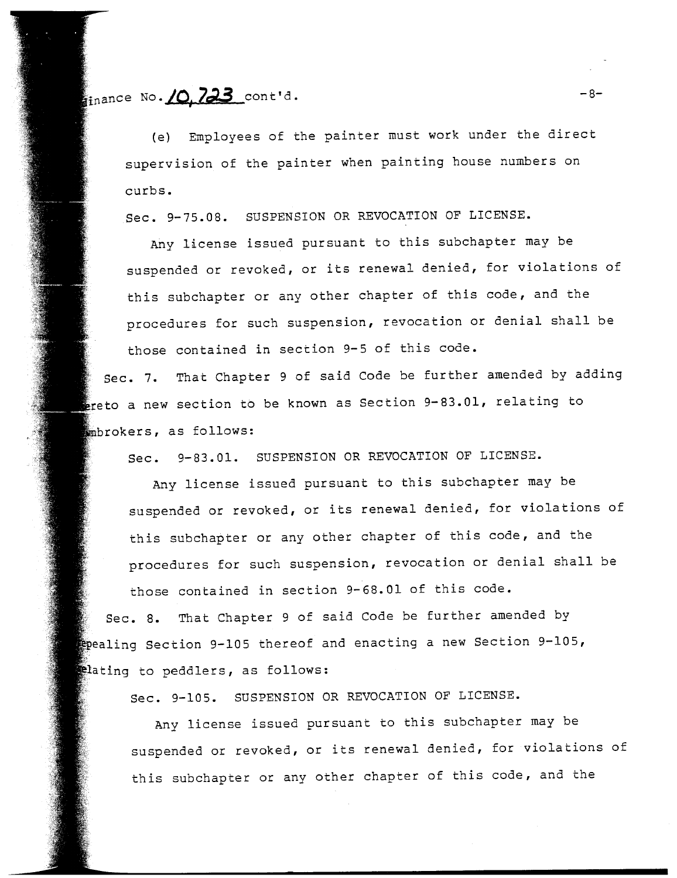inance No. 10,723 cont'd.

(e) Employees of the painter must work under the direct supervision of the painter when painting house numbers on curbs.

Sec. 9-75.08. SUSPENSION OR REVOCATION OF LICENSE.

Any license issued pursuant to this subchapter may be suspended or revoked, or its renewal denied, for violations of this subchapter or any other chapter of this code, and the procedures for such suspension, revocation or denial shall be those contained in section 9-5 of this code.

Sec. 7. That Chapter 9 of said Code be further amended by adding ereto a new section to be known as Section 9-83.01, relating to mbrokers, as follows:

Sec. 9-83.01. SUSPENSION OR REVOCATION OF LICENSE.

Any license issued pursuant to this subchapter may be suspended or revoked, or its renewal denied, for violations of this subchapter or any other chapter of this code, and the procedures for such suspension, revocation or denial shall be those contained in section 9-68.01 of this code.

Sec. 8. That Chapter 9 of said Code be further amended by epealing Section 9-105 thereof and enacting a new Section 9-105, elating to peddlers, as follows:

Sec. 9-105. SUSPENSION OR REVOCATION OF LICENSE.

Any license issued pursuant to this subchapter may be suspended or revoked, or its renewal denied, for violations of this subchapter or any other chapter of this code, and the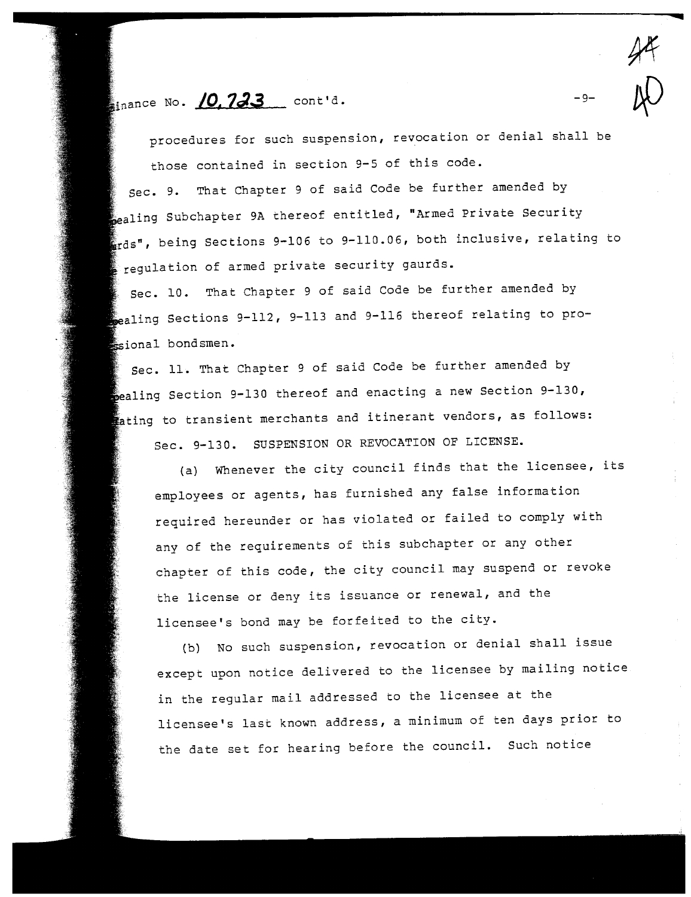procedures for such suspension, revocation or denial shall be those contained in section 9-5 of this code.

Sec. 9. That Chapter 9 of said Code be further amended by ealing Subchapter 9A thereof entitled, "Armed Private Security rds", being Sections 9-106 to 9-110.06, both inclusive, relating to regulation of armed private security gaurds.

Sec. 10. That Chapter 9 of said Code be further amended by ealing Sections 9-112, 9-113 and 9-116 thereof relating to prossional bondsmen.

Sec. 11. That Chapter 9 of said Code be further amended by ealing Section 9-130 thereof and enacting a new Section 9-130, ating to transient merchants and itinerant vendors, as follows:

Sec. 9-130. SUSPENSION OR REVOCATION OF LICENSE.

(a) Whenever the city council finds that the licensee, its employees or agents, has furnished any false information required hereunder or has violated or failed to comply with any of the requirements of this subchapter or any other chapter of this code, the city council may suspend or revoke the license or deny its issuance or renewal, and the licensee's bond may be forfeited to the city.

(b) No such suspension, revocation or denial shall issue except upon notice delivered to the licensee by mailing notice in the regular mail addressed to the licensee at the licensee's last known address, a minimum of ten days prior to the date set for hearing before the council. Such notice